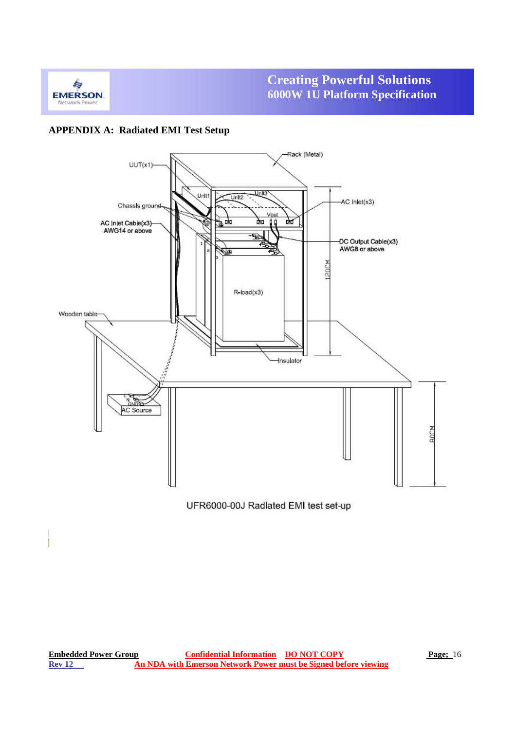## APPENDIX A: Radiated EMI Test Setup

UFR6000-00J Radiated EMI test set-up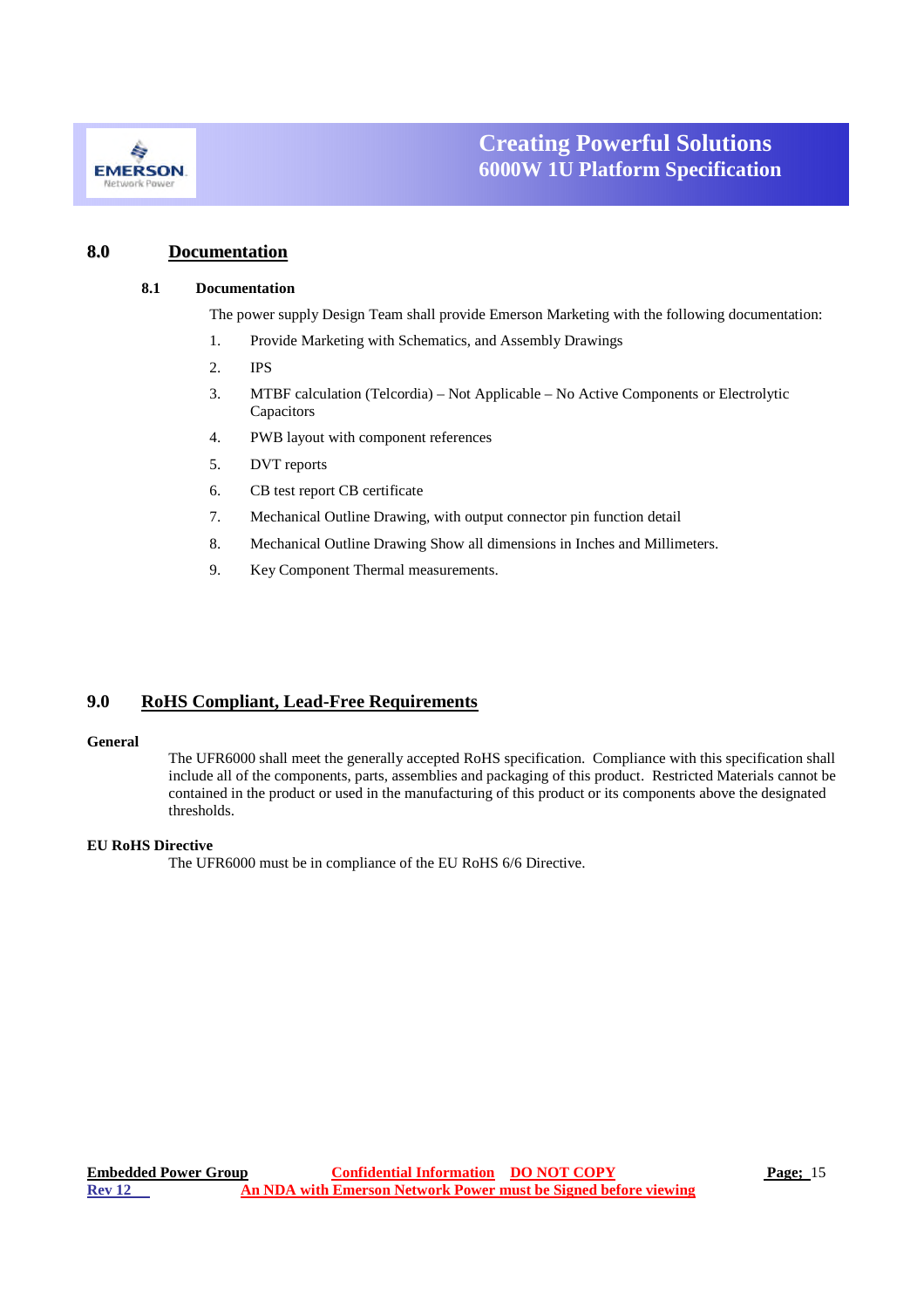## 8.0 Documentation

### 8.1 Documentation

The power supply Design Team shall provide Emerson Marketing with the following documentation:

1. Provide Marketing with Schematics, and Assembly Drawings
2. IPS
3. MTBF calculation (Telcordia) – Not Applicable – No Active Components or Electrolytic Capacitors
4. PWB layout with component references
5. DVT reports
6. CB test report CB certificate
7. Mechanical Outline Drawing, with output connector pin function detail
8. Mechanical Outline Drawing Show all dimensions in Inches and Millimeters.
9. Key Component Thermal measurements.

## 9.0 RoHS Compliant, Lead-Free Requirements

**General**

The UFR6000 shall meet the generally accepted RoHS specification. Compliance with this specification shall include all of the components, parts, assemblies and packaging of this product. Restricted Materials cannot be contained in the product or used in the manufacturing of this product or its components above the designated thresholds.

**EU RoHS Directive**

The UFR6000 must be in compliance of the EU RoHS 6/6 Directive.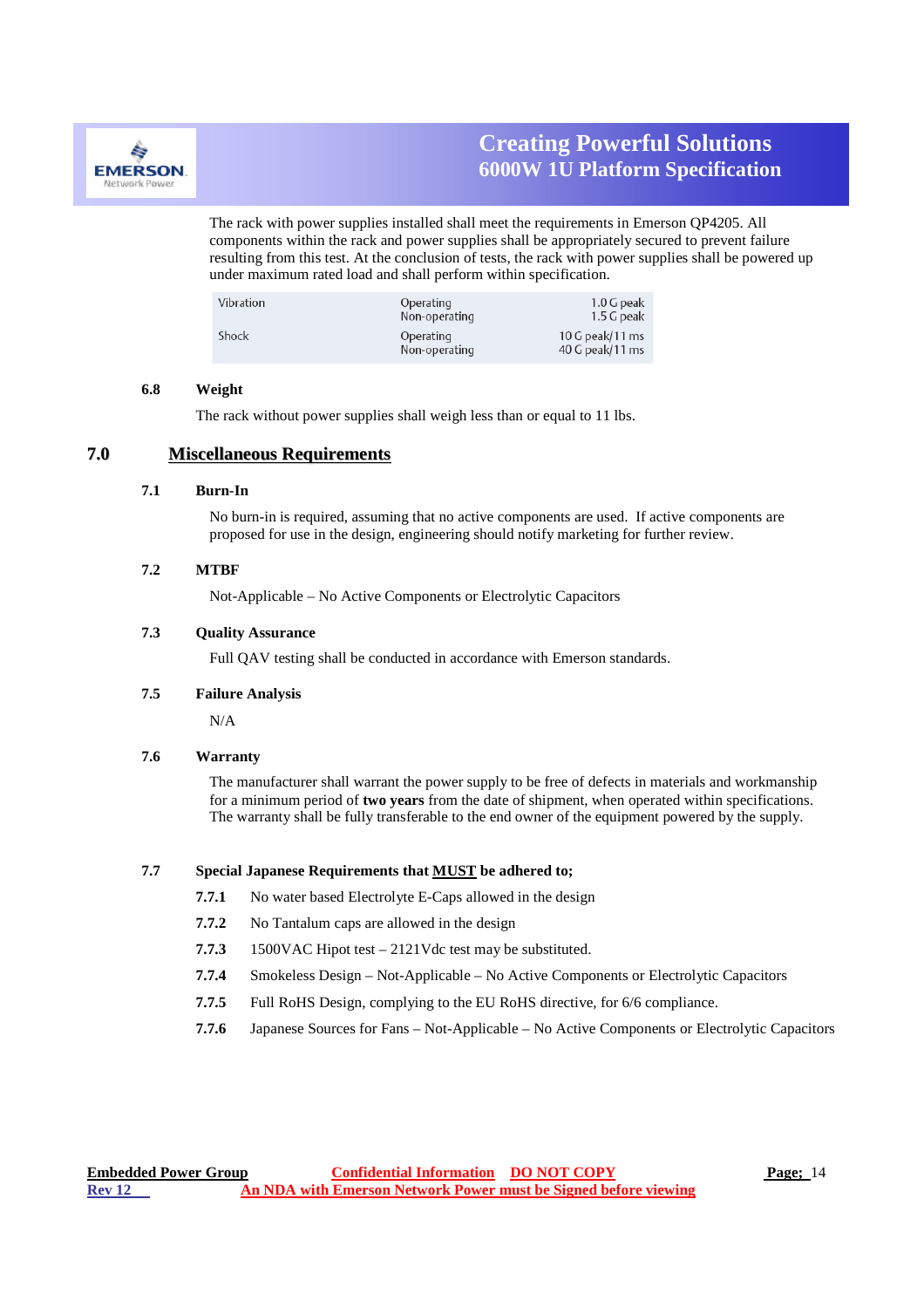The rack with power supplies installed shall meet the requirements in Emerson QP4205. All components within the rack and power supplies shall be appropriately secured to prevent failure resulting from this test. At the conclusion of tests, the rack with power supplies shall be powered up under maximum rated load and shall perform within specification.

| | | |
|---|---|---|
| Vibration | Operating<br>Non-operating | 1.0 G peak<br>1.5 G peak |
| Shock | Operating<br>Non-operating | 10 G peak/11 ms<br>40 G peak/11 ms |

### 6.8 Weight

The rack without power supplies shall weigh less than or equal to 11 lbs.

## 7.0 Miscellaneous Requirements

### 7.1 Burn-In

No burn-in is required, assuming that no active components are used. If active components are proposed for use in the design, engineering should notify marketing for further review.

### 7.2 MTBF

Not-Applicable – No Active Components or Electrolytic Capacitors

### 7.3 Quality Assurance

Full QAV testing shall be conducted in accordance with Emerson standards.

### 7.5 Failure Analysis

N/A

### 7.6 Warranty

The manufacturer shall warrant the power supply to be free of defects in materials and workmanship for a minimum period of **two years** from the date of shipment, when operated within specifications. The warranty shall be fully transferable to the end owner of the equipment powered by the supply.

### 7.7 Special Japanese Requirements that MUST be adhered to;

**7.7.1** No water based Electrolyte E-Caps allowed in the design

**7.7.2** No Tantalum caps are allowed in the design

**7.7.3** 1500VAC Hipot test – 2121Vdc test may be substituted.

**7.7.4** Smokeless Design – Not-Applicable – No Active Components or Electrolytic Capacitors

**7.7.5** Full RoHS Design, complying to the EU RoHS directive, for 6/6 compliance.

**7.7.6** Japanese Sources for Fans – Not-Applicable – No Active Components or Electrolytic Capacitors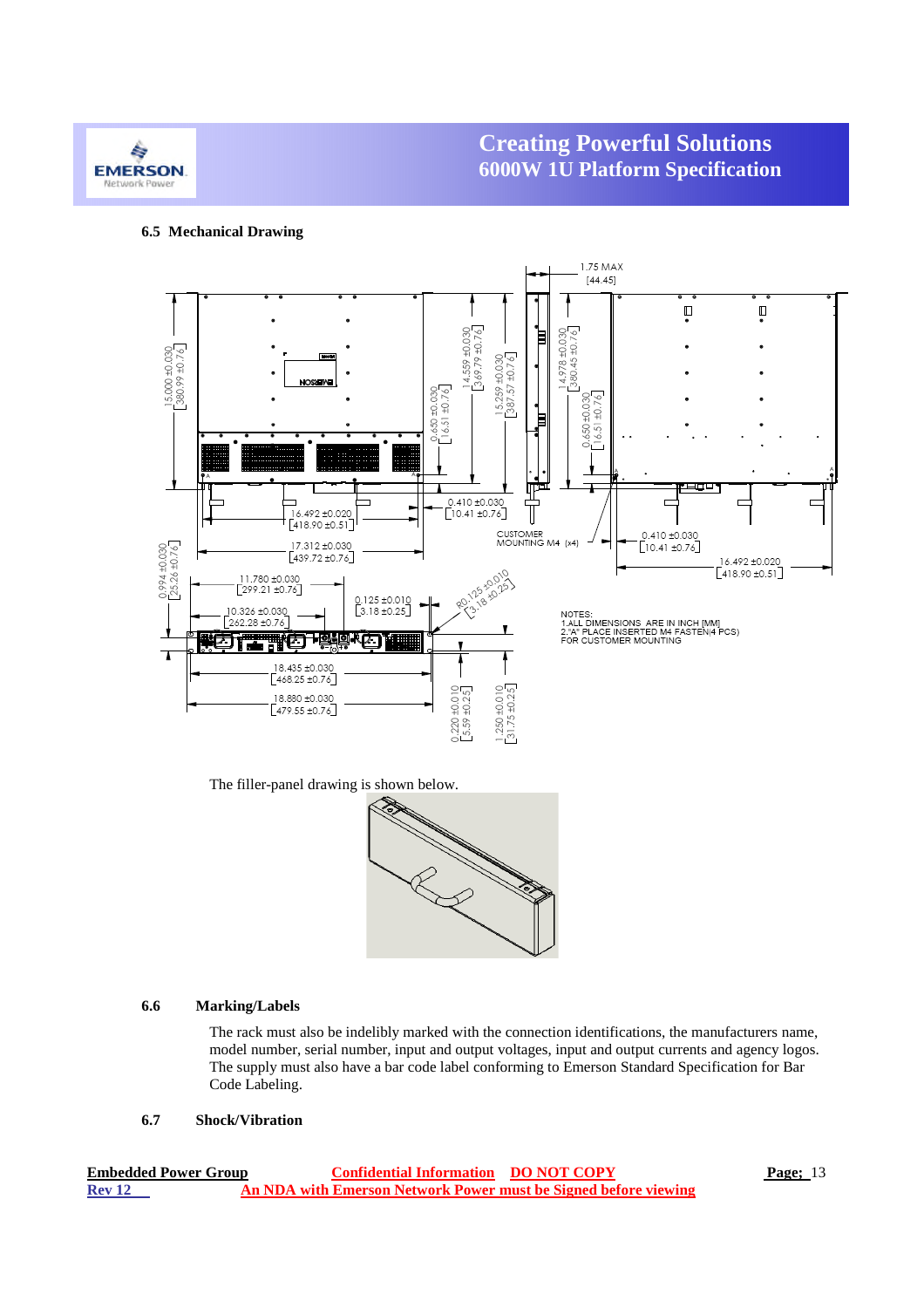### 6.5 Mechanical Drawing

NOTES:
1. ALL DIMENSIONS ARE IN INCH [MM]
2. "A" PLACE INSERTED M4 FASTEN(4 PCS) FOR CUSTOMER MOUNTING

The filler-panel drawing is shown below.

### 6.6 Marking/Labels

The rack must also be indelibly marked with the connection identifications, the manufacturers name, model number, serial number, input and output voltages, input and output currents and agency logos. The supply must also have a bar code label conforming to Emerson Standard Specification for Bar Code Labeling.

### 6.7 Shock/Vibration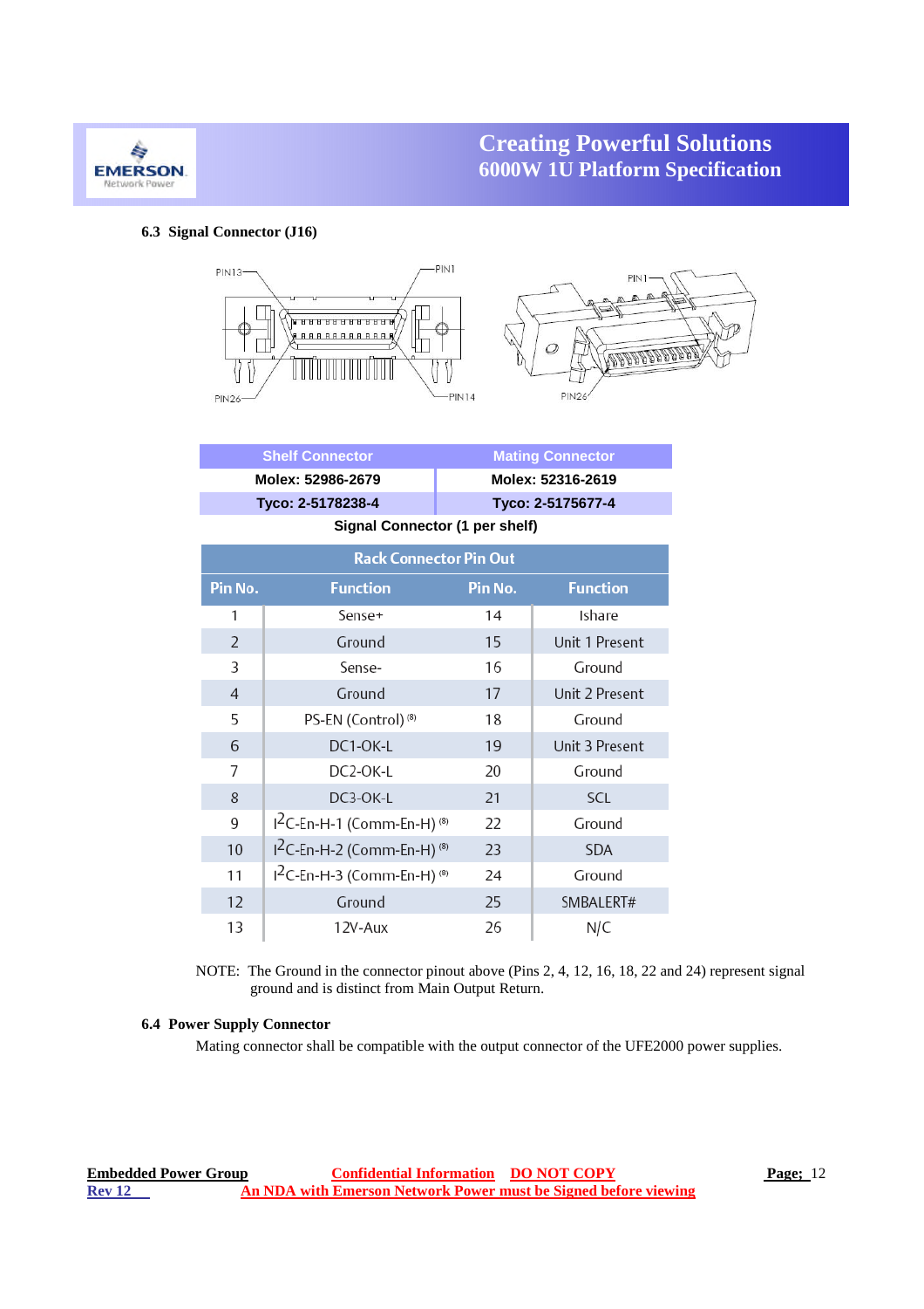### 6.3 Signal Connector (J16)

| Shelf Connector | Mating Connector |
|---|---|
| Molex: 52986-2679 | Molex: 52316-2619 |
| Tyco: 2-5178238-4 | Tyco: 2-5175677-4 |

**Signal Connector (1 per shelf)**

| Rack Connector Pin Out | | | |
|---|---|---|---|
| **Pin No.** | **Function** | **Pin No.** | **Function** |
| 1 | Sense+ | 14 | Ishare |
| 2 | Ground | 15 | Unit 1 Present |
| 3 | Sense- | 16 | Ground |
| 4 | Ground | 17 | Unit 2 Present |
| 5 | PS-EN (Control) (8) | 18 | Ground |
| 6 | DC1-OK-L | 19 | Unit 3 Present |
| 7 | DC2-OK-L | 20 | Ground |
| 8 | DC3-OK-L | 21 | SCL |
| 9 | $I^2$C-En-H-1 (Comm-En-H) (8) | 22 | Ground |
| 10 | $I^2$C-En-H-2 (Comm-En-H) (8) | 23 | SDA |
| 11 | $I^2$C-En-H-3 (Comm-En-H) (8) | 24 | Ground |
| 12 | Ground | 25 | SMBALERT# |
| 13 | 12V-Aux | 26 | N/C |

NOTE: The Ground in the connector pinout above (Pins 2, 4, 12, 16, 18, 22 and 24) represent signal ground and is distinct from Main Output Return.

### 6.4 Power Supply Connector

Mating connector shall be compatible with the output connector of the UFE2000 power supplies.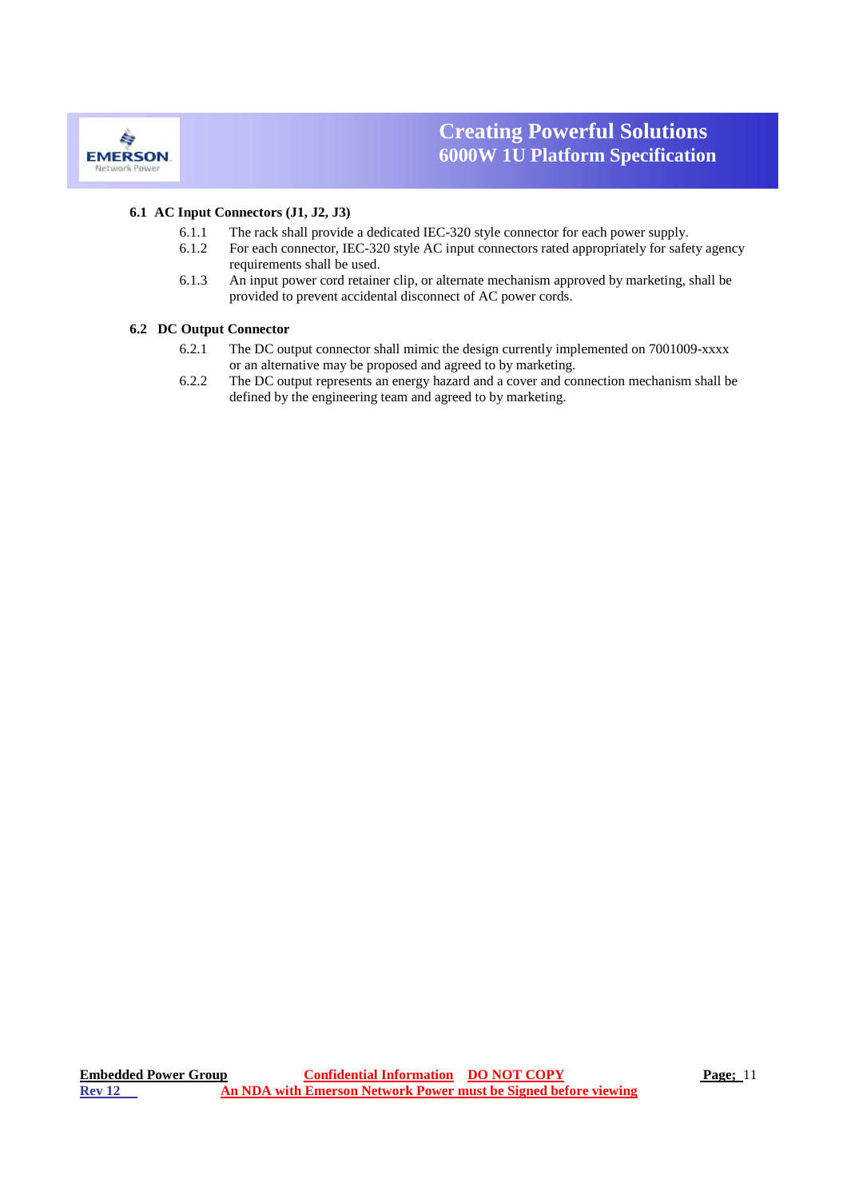## 6.1 AC Input Connectors (J1, J2, J3)

6.1.1 The rack shall provide a dedicated IEC-320 style connector for each power supply.

6.1.2 For each connector, IEC-320 style AC input connectors rated appropriately for safety agency requirements shall be used.

6.1.3 An input power cord retainer clip, or alternate mechanism approved by marketing, shall be provided to prevent accidental disconnect of AC power cords.

## 6.2 DC Output Connector

6.2.1 The DC output connector shall mimic the design currently implemented on 7001009-xxxx or an alternative may be proposed and agreed to by marketing.

6.2.2 The DC output represents an energy hazard and a cover and connection mechanism shall be defined by the engineering team and agreed to by marketing.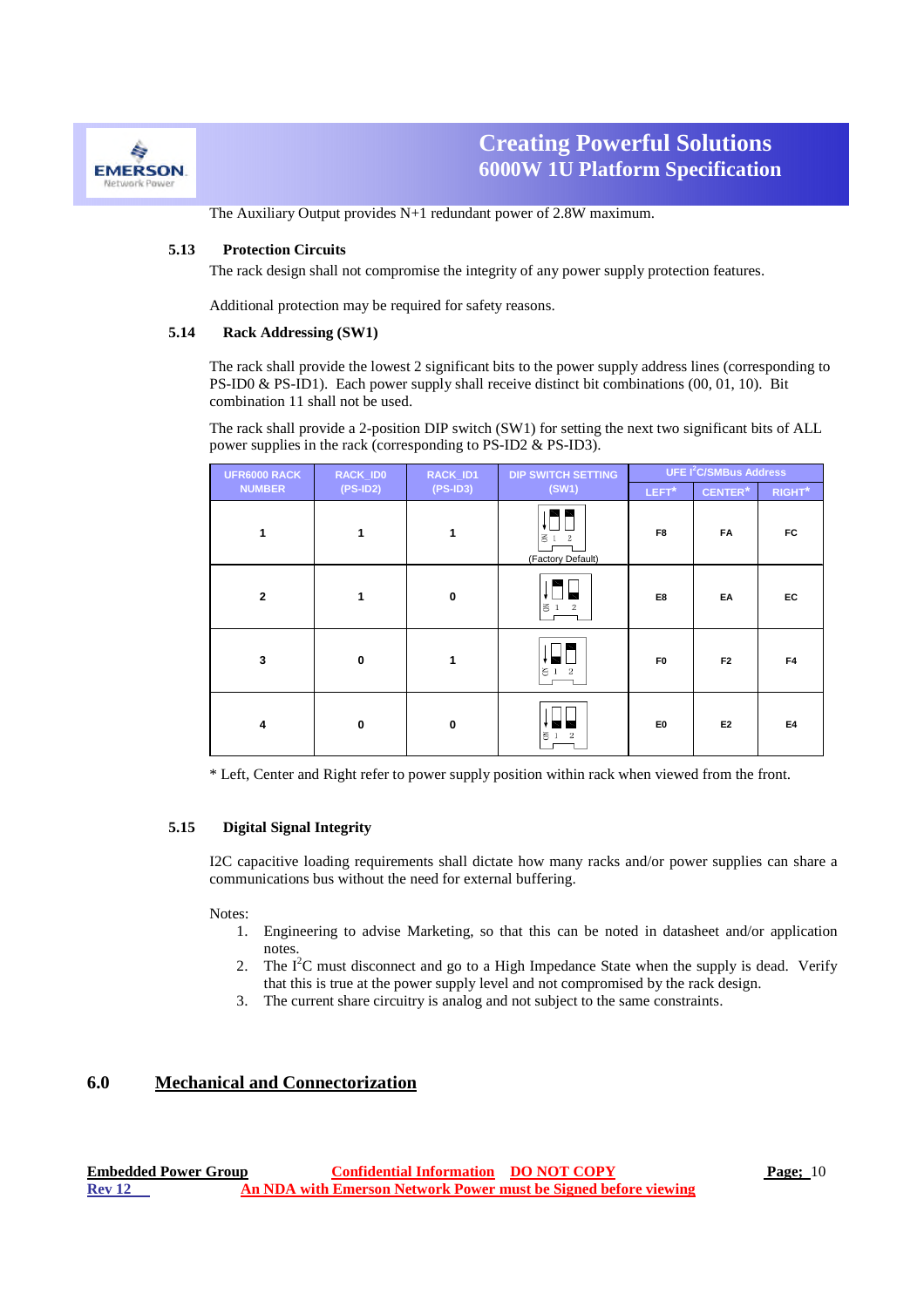The Auxiliary Output provides N+1 redundant power of 2.8W maximum.

### 5.13 Protection Circuits

The rack design shall not compromise the integrity of any power supply protection features.

Additional protection may be required for safety reasons.

### 5.14 Rack Addressing (SW1)

The rack shall provide the lowest 2 significant bits to the power supply address lines (corresponding to PS-ID0 & PS-ID1). Each power supply shall receive distinct bit combinations (00, 01, 10). Bit combination 11 shall not be used.

The rack shall provide a 2-position DIP switch (SW1) for setting the next two significant bits of ALL power supplies in the rack (corresponding to PS-ID2 & PS-ID3).

| UFR6000 RACK NUMBER | RACK_ID0 (PS-ID2) | RACK_ID1 (PS-ID3) | DIP SWITCH SETTING (SW1) | UFE $I^2C$/SMBus Address | | |
|---|---|---|---|---|---|---|
| | | | | LEFT* | CENTER* | RIGHT* |
| 1 | 1 | 1 | (Factory Default) | F8 | FA | FC |
| 2 | 1 | 0 | | E8 | EA | EC |
| 3 | 0 | 1 | | F0 | F2 | F4 |
| 4 | 0 | 0 | | E0 | E2 | E4 |

* Left, Center and Right refer to power supply position within rack when viewed from the front.

### 5.15 Digital Signal Integrity

I2C capacitive loading requirements shall dictate how many racks and/or power supplies can share a communications bus without the need for external buffering.

Notes:

1. Engineering to advise Marketing, so that this can be noted in datasheet and/or application notes.
2. The $I^2C$ must disconnect and go to a High Impedance State when the supply is dead. Verify that this is true at the power supply level and not compromised by the rack design.
3. The current share circuitry is analog and not subject to the same constraints.

## 6.0 Mechanical and Connectorization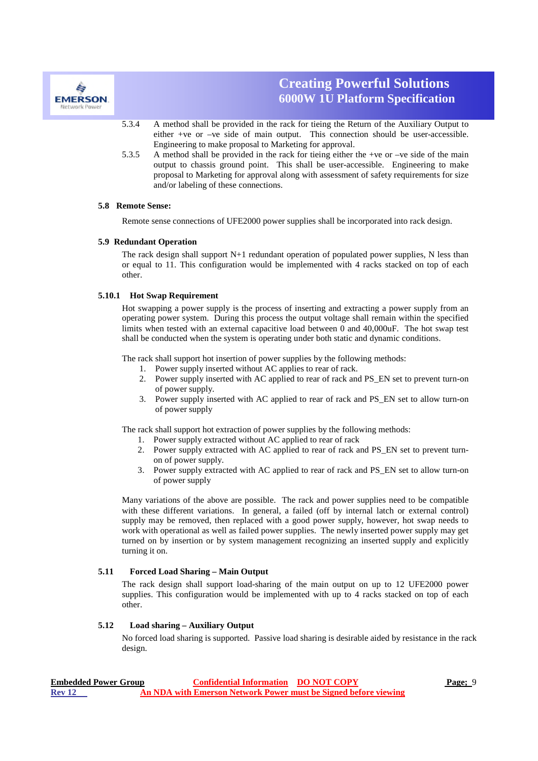5.3.4 A method shall be provided in the rack for tieing the Return of the Auxiliary Output to either +ve or –ve side of main output. This connection should be user-accessible. Engineering to make proposal to Marketing for approval.

5.3.5 A method shall be provided in the rack for tieing either the +ve or –ve side of the main output to chassis ground point. This shall be user-accessible. Engineering to make proposal to Marketing for approval along with assessment of safety requirements for size and/or labeling of these connections.

### 5.8 Remote Sense:

Remote sense connections of UFE2000 power supplies shall be incorporated into rack design.

### 5.9 Redundant Operation

The rack design shall support N+1 redundant operation of populated power supplies, N less than or equal to 11. This configuration would be implemented with 4 racks stacked on top of each other.

### 5.10.1 Hot Swap Requirement

Hot swapping a power supply is the process of inserting and extracting a power supply from an operating power system. During this process the output voltage shall remain within the specified limits when tested with an external capacitive load between 0 and 40,000uF. The hot swap test shall be conducted when the system is operating under both static and dynamic conditions.

The rack shall support hot insertion of power supplies by the following methods:

1. Power supply inserted without AC applies to rear of rack.
2. Power supply inserted with AC applied to rear of rack and PS_EN set to prevent turn-on of power supply.
3. Power supply inserted with AC applied to rear of rack and PS_EN set to allow turn-on of power supply

The rack shall support hot extraction of power supplies by the following methods:

1. Power supply extracted without AC applied to rear of rack
2. Power supply extracted with AC applied to rear of rack and PS_EN set to prevent turn-on of power supply.
3. Power supply extracted with AC applied to rear of rack and PS_EN set to allow turn-on of power supply

Many variations of the above are possible. The rack and power supplies need to be compatible with these different variations. In general, a failed (off by internal latch or external control) supply may be removed, then replaced with a good power supply, however, hot swap needs to work with operational as well as failed power supplies. The newly inserted power supply may get turned on by insertion or by system management recognizing an inserted supply and explicitly turning it on.

### 5.11 Forced Load Sharing – Main Output

The rack design shall support load-sharing of the main output on up to 12 UFE2000 power supplies. This configuration would be implemented with up to 4 racks stacked on top of each other.

### 5.12 Load sharing – Auxiliary Output

No forced load sharing is supported. Passive load sharing is desirable aided by resistance in the rack design.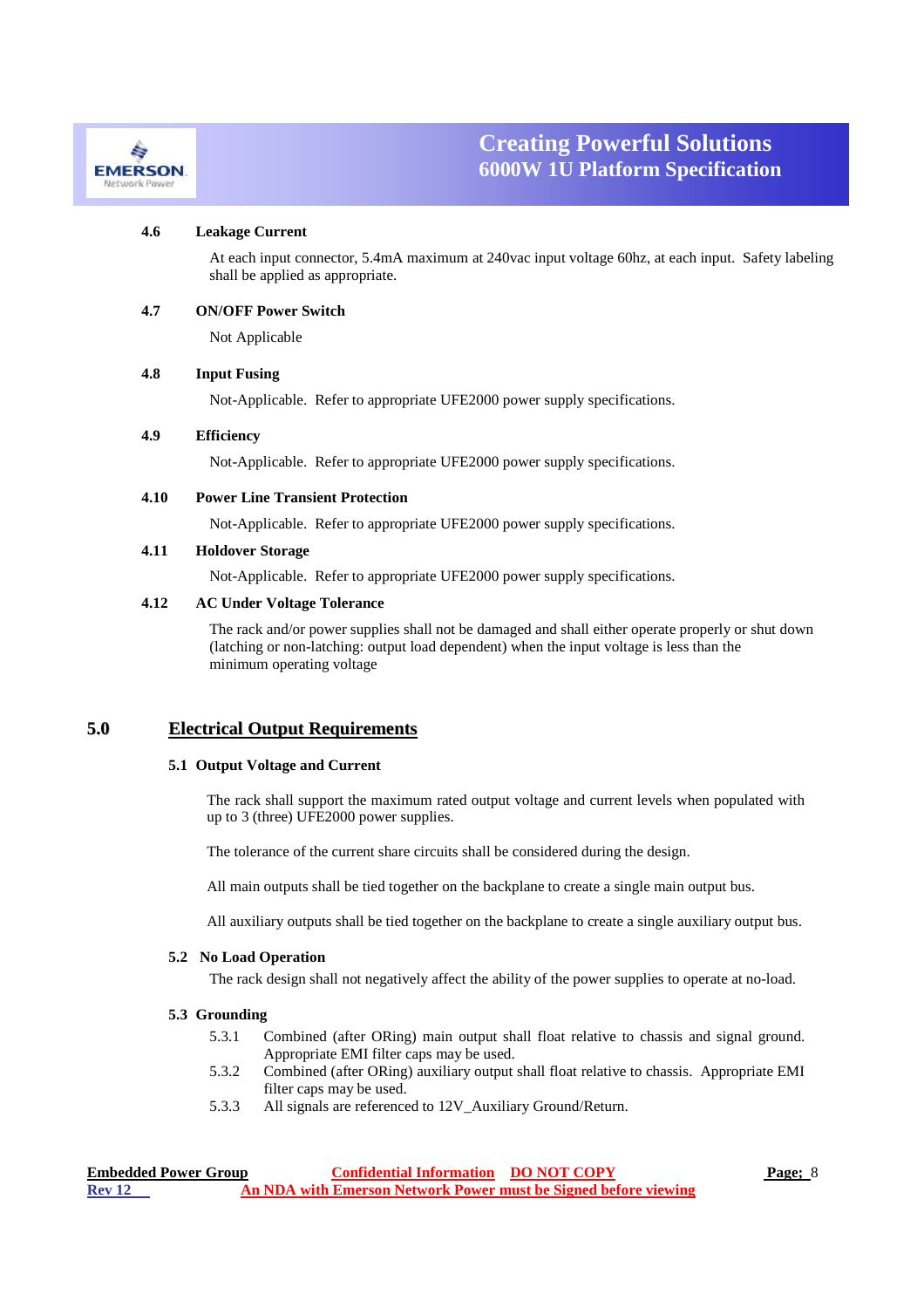### 4.6 Leakage Current

At each input connector, 5.4mA maximum at 240vac input voltage 60hz, at each input. Safety labeling shall be applied as appropriate.

### 4.7 ON/OFF Power Switch

Not Applicable

### 4.8 Input Fusing

Not-Applicable. Refer to appropriate UFE2000 power supply specifications.

### 4.9 Efficiency

Not-Applicable. Refer to appropriate UFE2000 power supply specifications.

### 4.10 Power Line Transient Protection

Not-Applicable. Refer to appropriate UFE2000 power supply specifications.

### 4.11 Holdover Storage

Not-Applicable. Refer to appropriate UFE2000 power supply specifications.

### 4.12 AC Under Voltage Tolerance

The rack and/or power supplies shall not be damaged and shall either operate properly or shut down (latching or non-latching: output load dependent) when the input voltage is less than the minimum operating voltage

## 5.0 Electrical Output Requirements

### 5.1 Output Voltage and Current

The rack shall support the maximum rated output voltage and current levels when populated with up to 3 (three) UFE2000 power supplies.

The tolerance of the current share circuits shall be considered during the design.

All main outputs shall be tied together on the backplane to create a single main output bus.

All auxiliary outputs shall be tied together on the backplane to create a single auxiliary output bus.

### 5.2 No Load Operation

The rack design shall not negatively affect the ability of the power supplies to operate at no-load.

### 5.3 Grounding

5.3.1 Combined (after ORing) main output shall float relative to chassis and signal ground. Appropriate EMI filter caps may be used.

5.3.2 Combined (after ORing) auxiliary output shall float relative to chassis. Appropriate EMI filter caps may be used.

5.3.3 All signals are referenced to 12V_Auxiliary Ground/Return.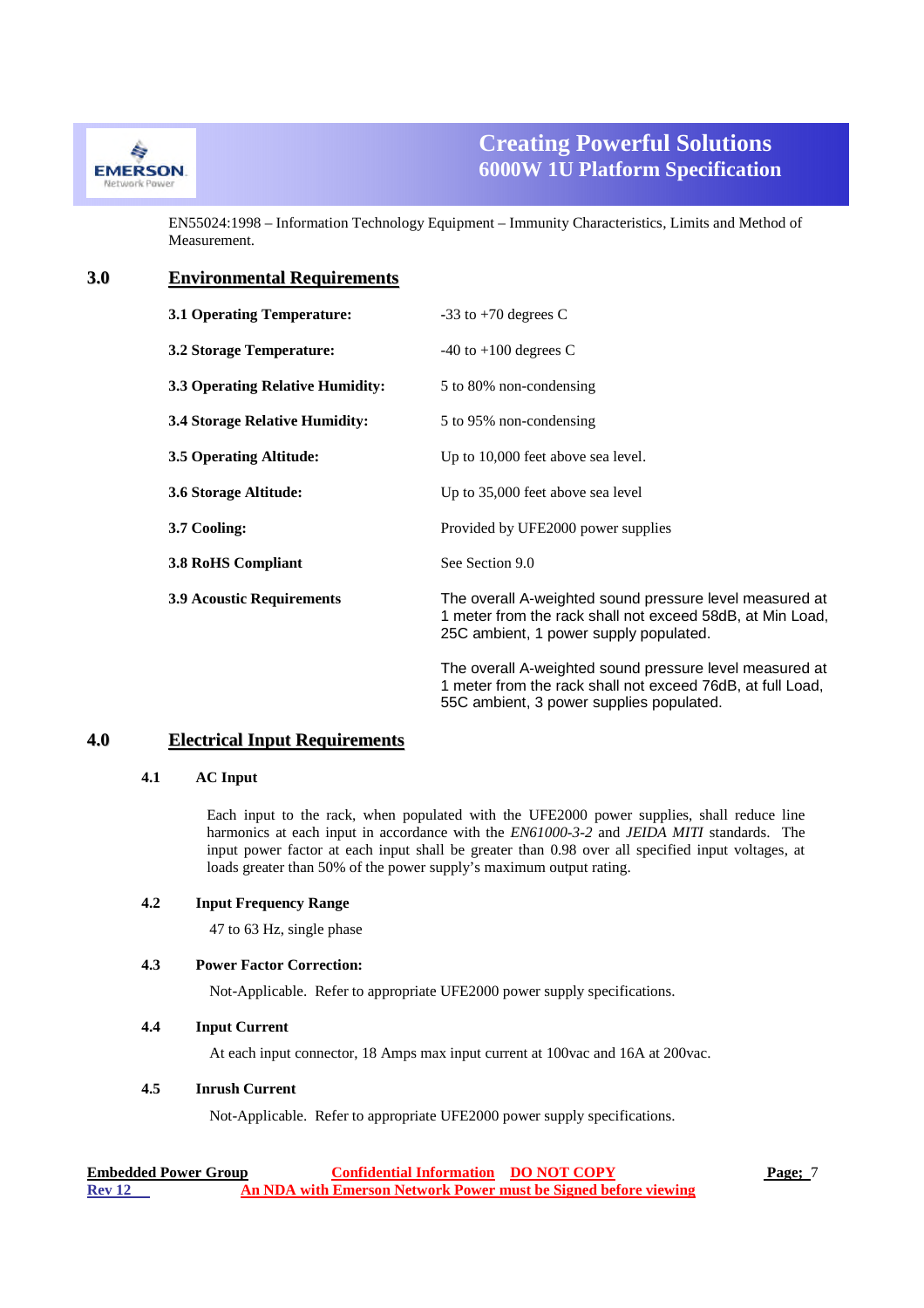EN55024:1998 – Information Technology Equipment – Immunity Characteristics, Limits and Method of Measurement.

## 3.0 Environmental Requirements

| | |
|---|---|
| **3.1 Operating Temperature:** | -33 to +70 degrees C |
| **3.2 Storage Temperature:** | -40 to +100 degrees C |
| **3.3 Operating Relative Humidity:** | 5 to 80% non-condensing |
| **3.4 Storage Relative Humidity:** | 5 to 95% non-condensing |
| **3.5 Operating Altitude:** | Up to 10,000 feet above sea level. |
| **3.6 Storage Altitude:** | Up to 35,000 feet above sea level |
| **3.7 Cooling:** | Provided by UFE2000 power supplies |
| **3.8 RoHS Compliant** | See Section 9.0 |
| **3.9 Acoustic Requirements** | The overall A-weighted sound pressure level measured at 1 meter from the rack shall not exceed 58dB, at Min Load, 25C ambient, 1 power supply populated.<br><br>The overall A-weighted sound pressure level measured at 1 meter from the rack shall not exceed 76dB, at full Load, 55C ambient, 3 power supplies populated. |

## 4.0 Electrical Input Requirements

### 4.1 AC Input

Each input to the rack, when populated with the UFE2000 power supplies, shall reduce line harmonics at each input in accordance with the *EN61000-3-2* and *JEIDA MITI* standards. The input power factor at each input shall be greater than 0.98 over all specified input voltages, at loads greater than 50% of the power supply's maximum output rating.

### 4.2 Input Frequency Range

47 to 63 Hz, single phase

### 4.3 Power Factor Correction:

Not-Applicable. Refer to appropriate UFE2000 power supply specifications.

### 4.4 Input Current

At each input connector, 18 Amps max input current at 100vac and 16A at 200vac.

### 4.5 Inrush Current

Not-Applicable. Refer to appropriate UFE2000 power supply specifications.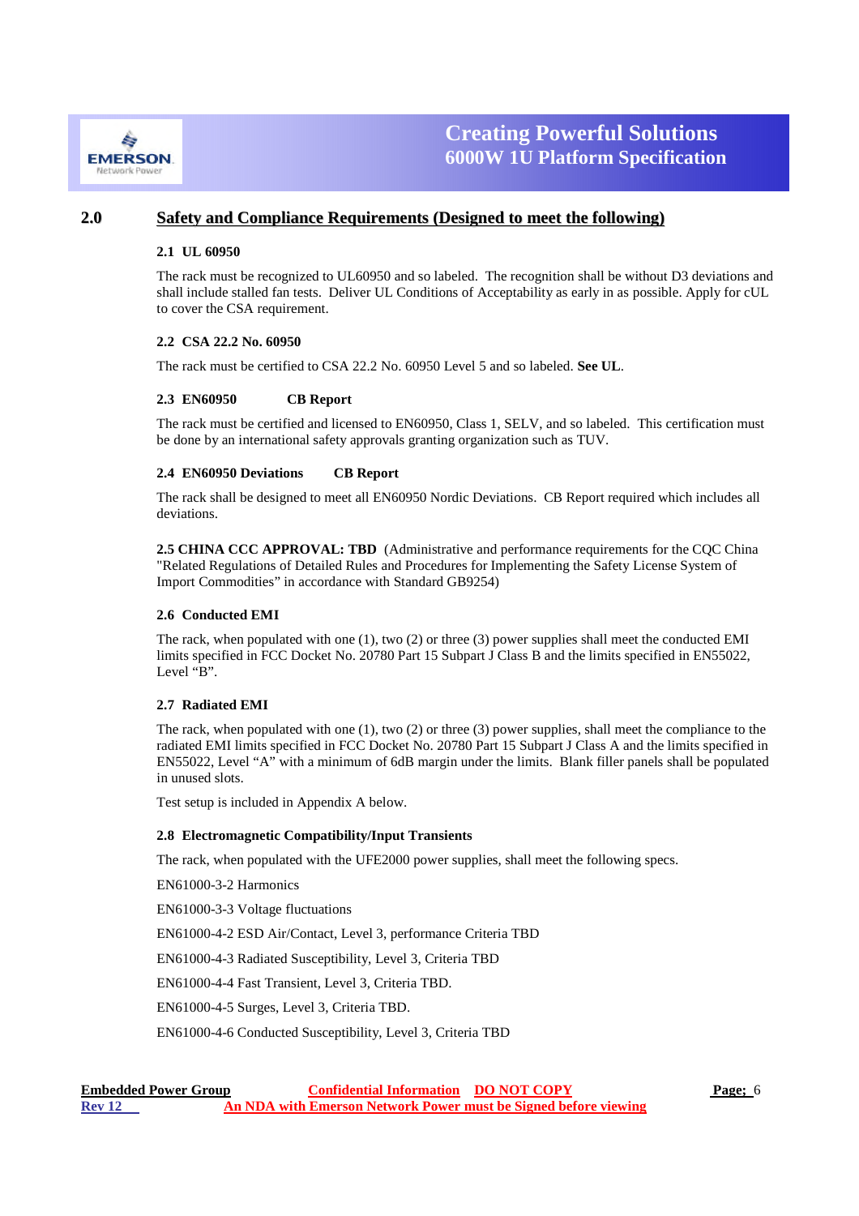## 2.0 Safety and Compliance Requirements (Designed to meet the following)

### 2.1 UL 60950

The rack must be recognized to UL60950 and so labeled. The recognition shall be without D3 deviations and shall include stalled fan tests. Deliver UL Conditions of Acceptability as early in as possible. Apply for cUL to cover the CSA requirement.

### 2.2 CSA 22.2 No. 60950

The rack must be certified to CSA 22.2 No. 60950 Level 5 and so labeled. **See UL**.

### 2.3 EN60950 CB Report

The rack must be certified and licensed to EN60950, Class 1, SELV, and so labeled. This certification must be done by an international safety approvals granting organization such as TUV.

### 2.4 EN60950 Deviations CB Report

The rack shall be designed to meet all EN60950 Nordic Deviations. CB Report required which includes all deviations.

**2.5 CHINA CCC APPROVAL: TBD** (Administrative and performance requirements for the CQC China "Related Regulations of Detailed Rules and Procedures for Implementing the Safety License System of Import Commodities" in accordance with Standard GB9254)

### 2.6 Conducted EMI

The rack, when populated with one (1), two (2) or three (3) power supplies shall meet the conducted EMI limits specified in FCC Docket No. 20780 Part 15 Subpart J Class B and the limits specified in EN55022, Level "B".

### 2.7 Radiated EMI

The rack, when populated with one (1), two (2) or three (3) power supplies, shall meet the compliance to the radiated EMI limits specified in FCC Docket No. 20780 Part 15 Subpart J Class A and the limits specified in EN55022, Level "A" with a minimum of 6dB margin under the limits. Blank filler panels shall be populated in unused slots.

Test setup is included in Appendix A below.

### 2.8 Electromagnetic Compatibility/Input Transients

The rack, when populated with the UFE2000 power supplies, shall meet the following specs.

EN61000-3-2 Harmonics

EN61000-3-3 Voltage fluctuations

EN61000-4-2 ESD Air/Contact, Level 3, performance Criteria TBD

EN61000-4-3 Radiated Susceptibility, Level 3, Criteria TBD

EN61000-4-4 Fast Transient, Level 3, Criteria TBD.

EN61000-4-5 Surges, Level 3, Criteria TBD.

EN61000-4-6 Conducted Susceptibility, Level 3, Criteria TBD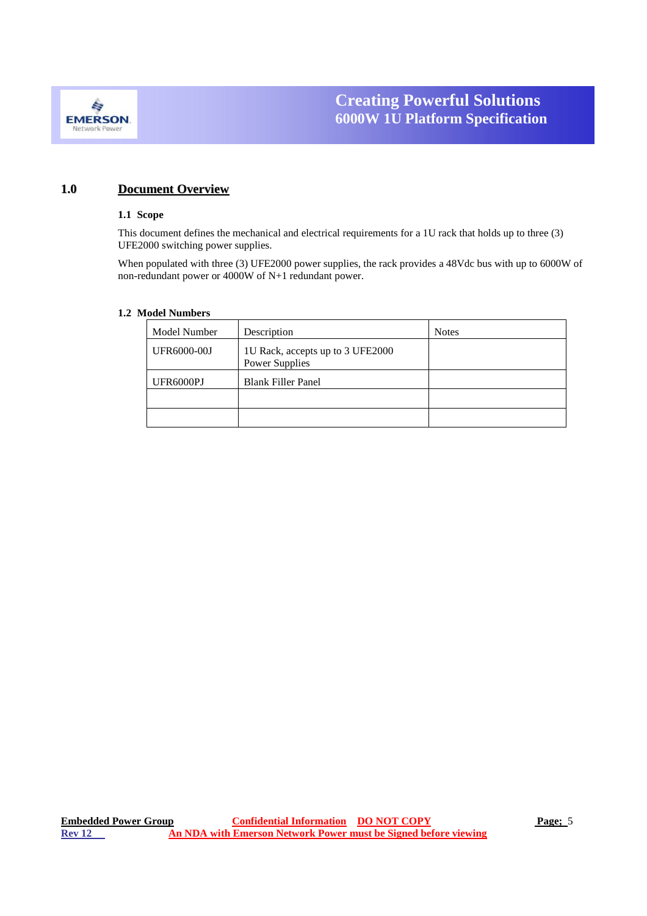# 1.0 Document Overview

## 1.1 Scope

This document defines the mechanical and electrical requirements for a 1U rack that holds up to three (3) UFE2000 switching power supplies.

When populated with three (3) UFE2000 power supplies, the rack provides a 48Vdc bus with up to 6000W of non-redundant power or 4000W of N+1 redundant power.

## 1.2 Model Numbers

| Model Number | Description | Notes |
|---|---|---|
| UFR6000-00J | 1U Rack, accepts up to 3 UFE2000 Power Supplies | |
| UFR6000PJ | Blank Filler Panel | |
| | | |
| | | |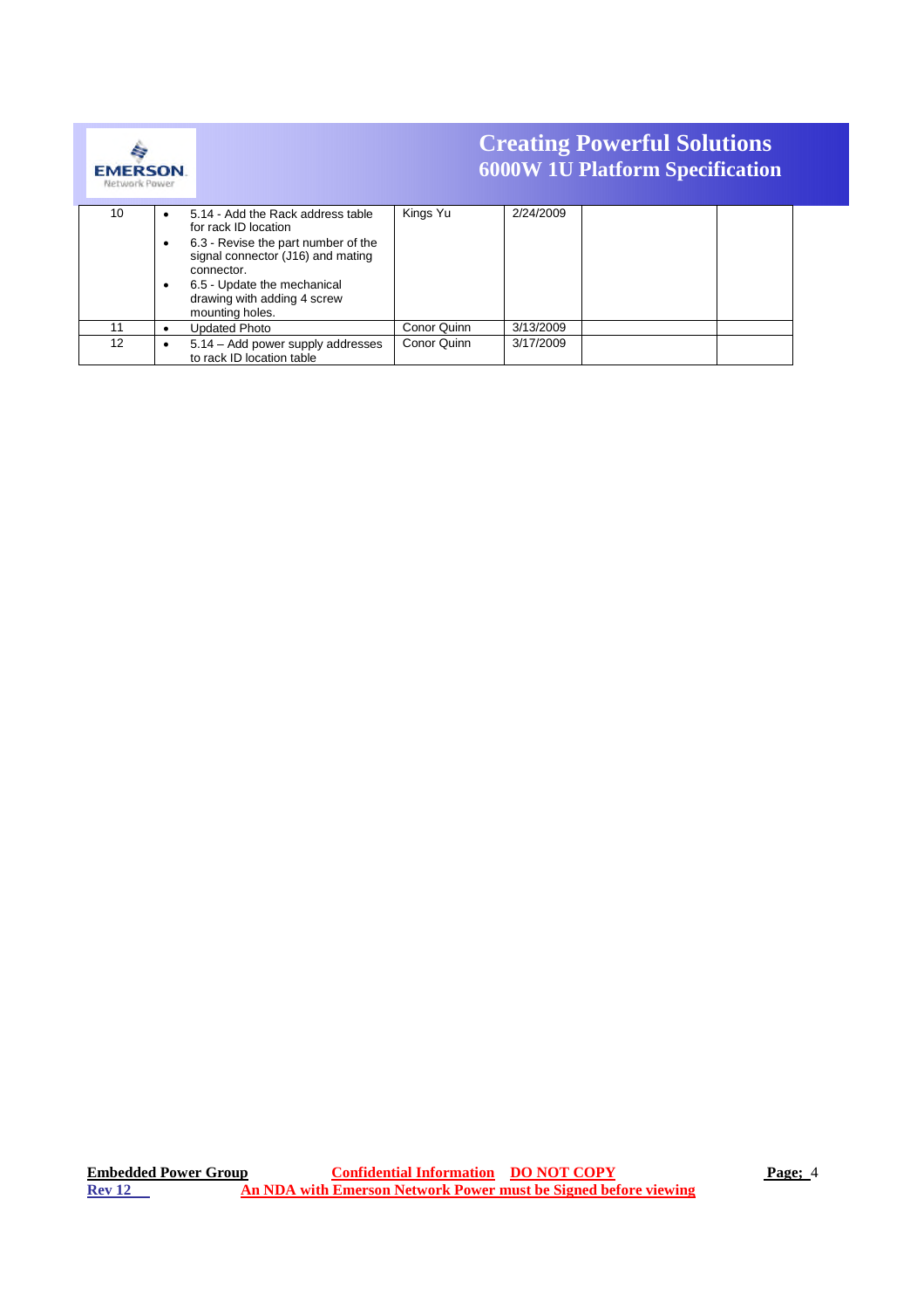| | | | | | |
|---|---|---|---|---|---|
| 10 | • 5.14 - Add the Rack address table for rack ID location<br>• 6.3 - Revise the part number of the signal connector (J16) and mating connector.<br>• 6.5 - Update the mechanical drawing with adding 4 screw mounting holes. | Kings Yu | 2/24/2009 | | |
| 11 | • Updated Photo | Conor Quinn | 3/13/2009 | | |
| 12 | • 5.14 – Add power supply addresses to rack ID location table | Conor Quinn | 3/17/2009 | | |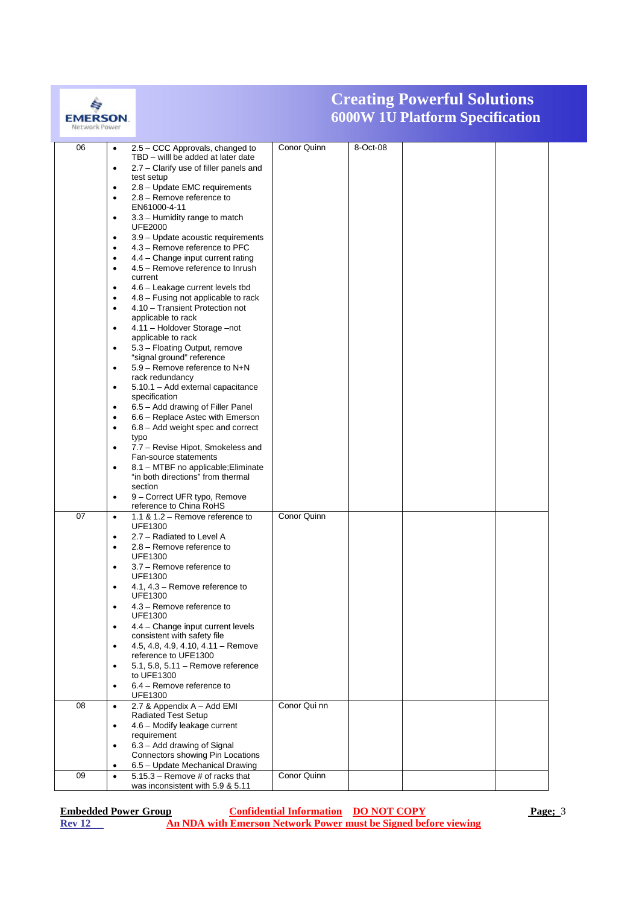| 06 | • 2.5 – CCC Approvals, changed to TBD – willl be added at later date<br>• 2.7 – Clarify use of filler panels and test setup<br>• 2.8 – Update EMC requirements<br>• 2.8 – Remove reference to EN61000-4-11<br>• 3.3 – Humidity range to match UFE2000<br>• 3.9 – Update acoustic requirements<br>• 4.3 – Remove reference to PFC<br>• 4.4 – Change input current rating<br>• 4.5 – Remove reference to Inrush current<br>• 4.6 – Leakage current levels tbd<br>• 4.8 – Fusing not applicable to rack<br>• 4.10 – Transient Protection not applicable to rack<br>• 4.11 – Holdover Storage –not applicable to rack<br>• 5.3 – Floating Output, remove "signal ground" reference<br>• 5.9 – Remove reference to N+N rack redundancy<br>• 5.10.1 – Add external capacitance specification<br>• 6.5 – Add drawing of Filler Panel<br>• 6.6 – Replace Astec with Emerson<br>• 6.8 – Add weight spec and correct typo<br>• 7.7 – Revise Hipot, Smokeless and Fan-source statements<br>• 8.1 – MTBF no applicable;Eliminate "in both directions" from thermal section<br>• 9 – Correct UFR typo, Remove reference to China RoHS | Conor Quinn | 8-Oct-08 | | |
|---|---|---|---|---|---|
| 07 | • 1.1 & 1.2 – Remove reference to UFE1300<br>• 2.7 – Radiated to Level A<br>• 2.8 – Remove reference to UFE1300<br>• 3.7 – Remove reference to UFE1300<br>• 4.1, 4.3 – Remove reference to UFE1300<br>• 4.3 – Remove reference to UFE1300<br>• 4.4 – Change input current levels consistent with safety file<br>• 4.5, 4.8, 4.9, 4.10, 4.11 – Remove reference to UFE1300<br>• 5.1, 5.8, 5.11 – Remove reference to UFE1300<br>• 6.4 – Remove reference to UFE1300 | Conor Quinn | | | |
| 08 | • 2.7 & Appendix A – Add EMI Radiated Test Setup<br>• 4.6 – Modify leakage current requirement<br>• 6.3 – Add drawing of Signal Connectors showing Pin Locations<br>• 6.5 – Update Mechanical Drawing | Conor Qui nn | | | |
| 09 | • 5.15.3 – Remove # of racks that was inconsistent with 5.9 & 5.11 | Conor Quinn | | | |

**Embedded Power Group** **Confidential Information DO NOT COPY**
**Rev 12** **An NDA with Emerson Network Power must be Signed before viewing**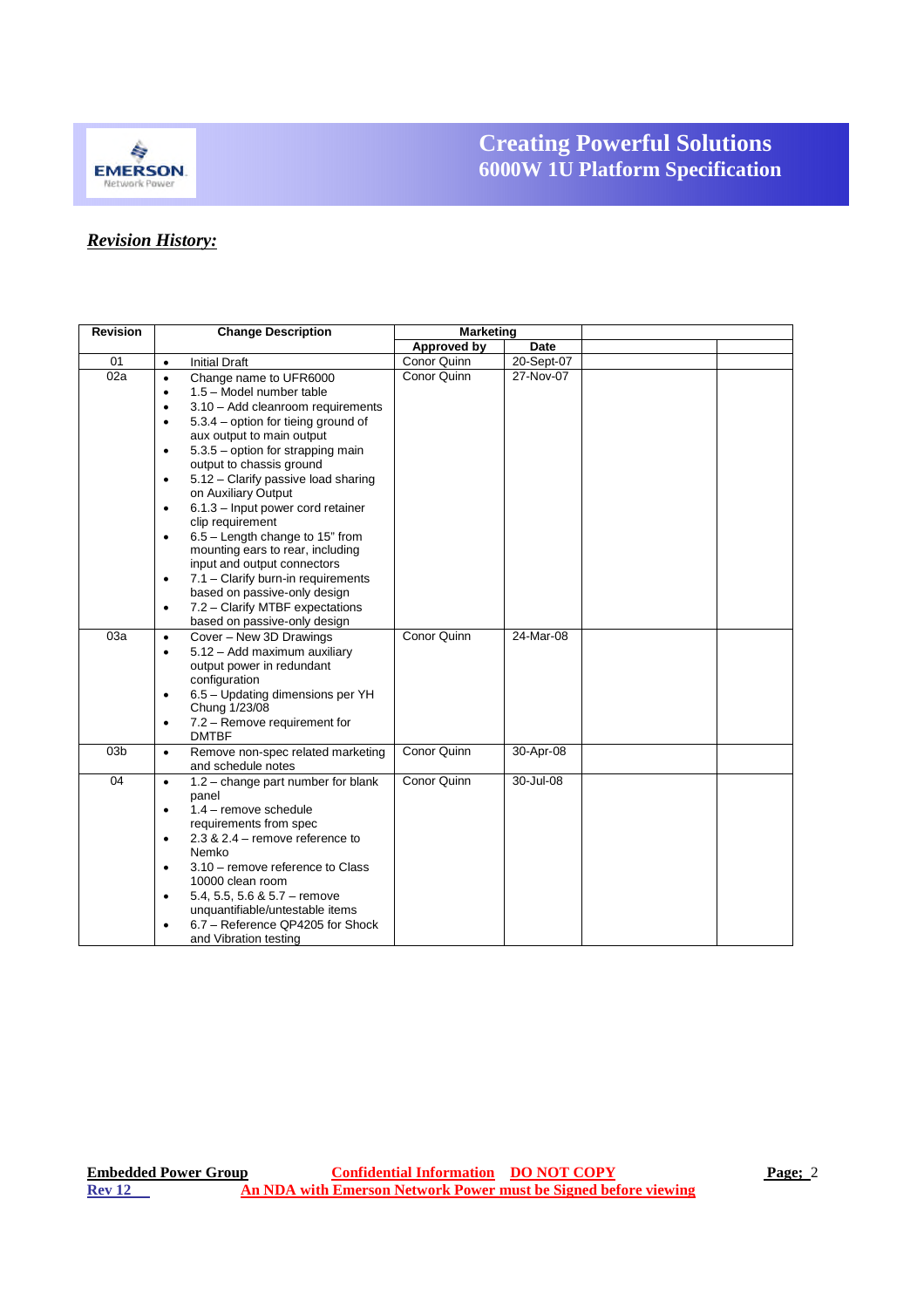***Revision History:***

| Revision | Change Description | Marketing | | | |
|---|---|---|---|---|---|
| | | Approved by | Date | | |
| 01 | • Initial Draft | Conor Quinn | 20-Sept-07 | | |
| 02a | • Change name to UFR6000<br>• 1.5 – Model number table<br>• 3.10 – Add cleanroom requirements<br>• 5.3.4 – option for tieing ground of aux output to main output<br>• 5.3.5 – option for strapping main output to chassis ground<br>• 5.12 – Clarify passive load sharing on Auxiliary Output<br>• 6.1.3 – Input power cord retainer clip requirement<br>• 6.5 – Length change to 15" from mounting ears to rear, including input and output connectors<br>• 7.1 – Clarify burn-in requirements based on passive-only design<br>• 7.2 – Clarify MTBF expectations based on passive-only design | Conor Quinn | 27-Nov-07 | | |
| 03a | • Cover – New 3D Drawings<br>• 5.12 – Add maximum auxiliary output power in redundant configuration<br>• 6.5 – Updating dimensions per YH Chung 1/23/08<br>• 7.2 – Remove requirement for DMTBF | Conor Quinn | 24-Mar-08 | | |
| 03b | • Remove non-spec related marketing and schedule notes | Conor Quinn | 30-Apr-08 | | |
| 04 | • 1.2 – change part number for blank panel<br>• 1.4 – remove schedule requirements from spec<br>• 2.3 & 2.4 – remove reference to Nemko<br>• 3.10 – remove reference to Class 10000 clean room<br>• 5.4, 5.5, 5.6 & 5.7 – remove unquantifiable/untestable items<br>• 6.7 – Reference QP4205 for Shock and Vibration testing | Conor Quinn | 30-Jul-08 | | |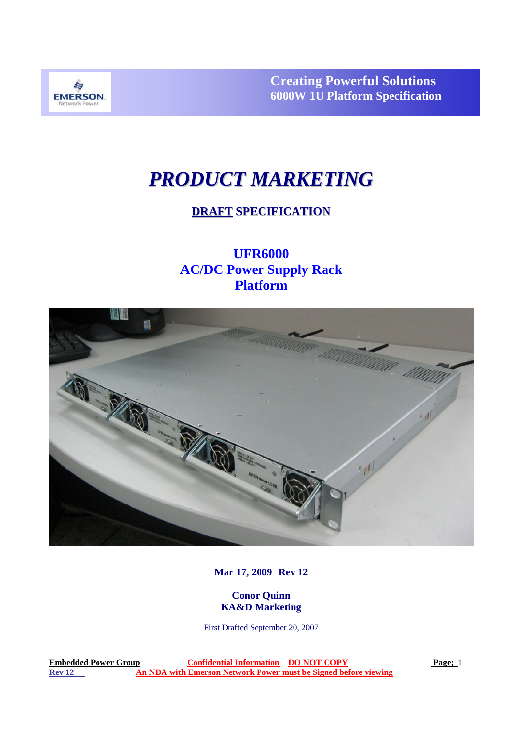# PRODUCT MARKETING

## DRAFT SPECIFICATION

## UFR6000
## AC/DC Power Supply Rack
## Platform

**Mar 17, 2009 Rev 12**

**Conor Quinn**
**KA&D Marketing**

First Drafted September 20, 2007